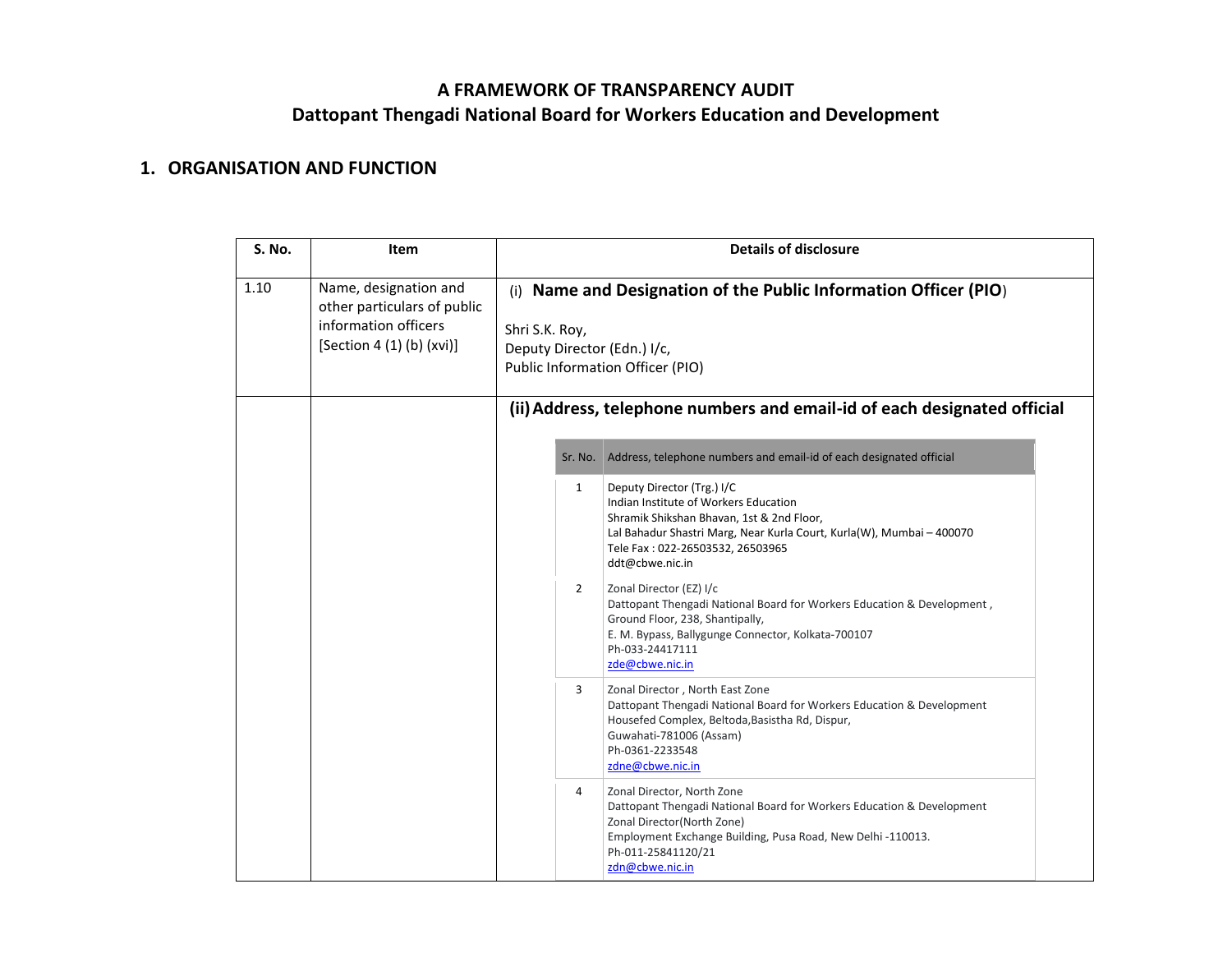# A FRAMEWORK OF TRANSPARENCY AUDIT

# Dattopant Thengadi National Board for Workers Education and Development

## 1. ORGANISATION AND FUNCTION

| S. No. | Item | Details of disclosure |
|---|---|---|
| 1.10 | Name, designation and other particulars of public information officers [Section 4 (1) (b) (xvi)] | (i) **Name and Designation of the Public Information Officer (PIO**)<br><br>Shri S.K. Roy,<br>Deputy Director (Edn.) I/c,<br>Public Information Officer (PIO) |
| | | **(ii) Address, telephone numbers and email-id of each designated official** |

| Sr. No. | Address, telephone numbers and email-id of each designated official |
|---|---|
| 1 | Deputy Director (Trg.) I/C<br>Indian Institute of Workers Education<br>Shramik Shikshan Bhavan, 1st & 2nd Floor,<br>Lal Bahadur Shastri Marg, Near Kurla Court, Kurla(W), Mumbai – 400070<br>Tele Fax : 022-26503532, 26503965<br>ddt@cbwe.nic.in |
| 2 | Zonal Director (EZ) I/c<br>Dattopant Thengadi National Board for Workers Education & Development ,<br>Ground Floor, 238, Shantipally,<br>E. M. Bypass, Ballygunge Connector, Kolkata-700107<br>Ph-033-24417111<br>zde@cbwe.nic.in |
| 3 | Zonal Director , North East Zone<br>Dattopant Thengadi National Board for Workers Education & Development<br>Housefed Complex, Beltoda,Basistha Rd, Dispur,<br>Guwahati-781006 (Assam)<br>Ph-0361-2233548<br>zdne@cbwe.nic.in |
| 4 | Zonal Director, North Zone<br>Dattopant Thengadi National Board for Workers Education & Development<br>Zonal Director(North Zone)<br>Employment Exchange Building, Pusa Road, New Delhi -110013.<br>Ph-011-25841120/21<br>zdn@cbwe.nic.in |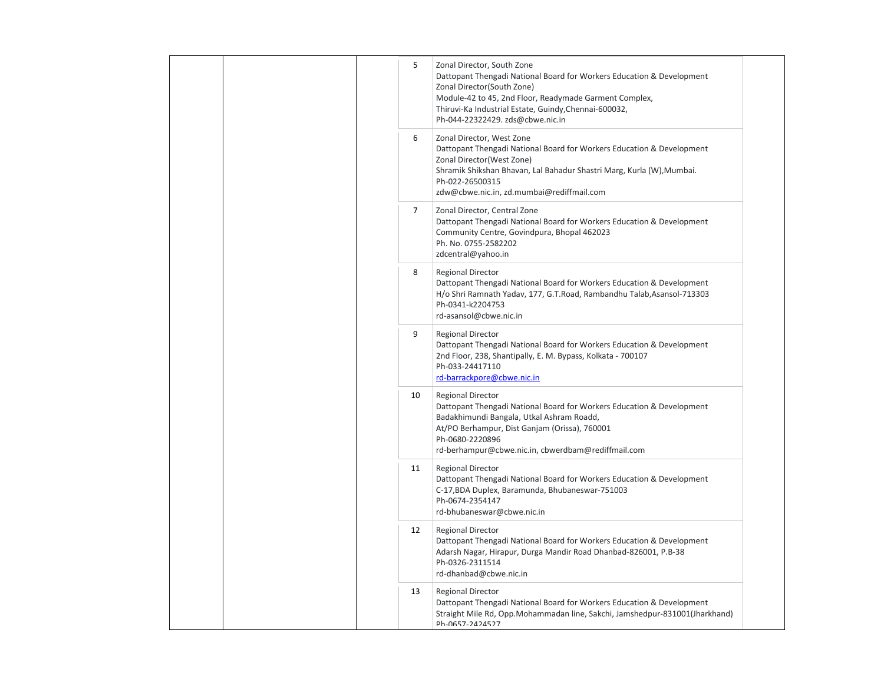|  |  |  | 5 | Zonal Director, South Zone<br>Dattopant Thengadi National Board for Workers Education & Development<br>Zonal Director(South Zone)<br>Module-42 to 45, 2nd Floor, Readymade Garment Complex,<br>Thiruvi-Ka Industrial Estate, Guindy,Chennai-600032,<br>Ph-044-22322429. zds@cbwe.nic.in |  |
|---|---|---|---|---|---|
|  |  |  | 6 | Zonal Director, West Zone<br>Dattopant Thengadi National Board for Workers Education & Development<br>Zonal Director(West Zone)<br>Shramik Shikshan Bhavan, Lal Bahadur Shastri Marg, Kurla (W),Mumbai.<br>Ph-022-26500315<br>zdw@cbwe.nic.in, zd.mumbai@rediffmail.com |  |
|  |  |  | 7 | Zonal Director, Central Zone<br>Dattopant Thengadi National Board for Workers Education & Development<br>Community Centre, Govindpura, Bhopal 462023<br>Ph. No. 0755-2582202<br>zdcentral@yahoo.in |  |
|  |  |  | 8 | Regional Director<br>Dattopant Thengadi National Board for Workers Education & Development<br>H/o Shri Ramnath Yadav, 177, G.T.Road, Rambandhu Talab,Asansol-713303<br>Ph-0341-k2204753<br>rd-asansol@cbwe.nic.in |  |
|  |  |  | 9 | Regional Director<br>Dattopant Thengadi National Board for Workers Education & Development<br>2nd Floor, 238, Shantipally, E. M. Bypass, Kolkata - 700107<br>Ph-033-24417110<br>rd-barrackpore@cbwe.nic.in |  |
|  |  |  | 10 | Regional Director<br>Dattopant Thengadi National Board for Workers Education & Development<br>Badakhimundi Bangala, Utkal Ashram Roadd,<br>At/PO Berhampur, Dist Ganjam (Orissa), 760001<br>Ph-0680-2220896<br>rd-berhampur@cbwe.nic.in, cbwerdbam@rediffmail.com |  |
|  |  |  | 11 | Regional Director<br>Dattopant Thengadi National Board for Workers Education & Development<br>C-17,BDA Duplex, Baramunda, Bhubaneswar-751003<br>Ph-0674-2354147<br>rd-bhubaneswar@cbwe.nic.in |  |
|  |  |  | 12 | Regional Director<br>Dattopant Thengadi National Board for Workers Education & Development<br>Adarsh Nagar, Hirapur, Durga Mandir Road Dhanbad-826001, P.B-38<br>Ph-0326-2311514<br>rd-dhanbad@cbwe.nic.in |  |
|  |  |  | 13 | Regional Director<br>Dattopant Thengadi National Board for Workers Education & Development<br>Straight Mile Rd, Opp.Mohammadan line, Sakchi, Jamshedpur-831001(Jharkhand)<br>Ph-0657-2424527 |  |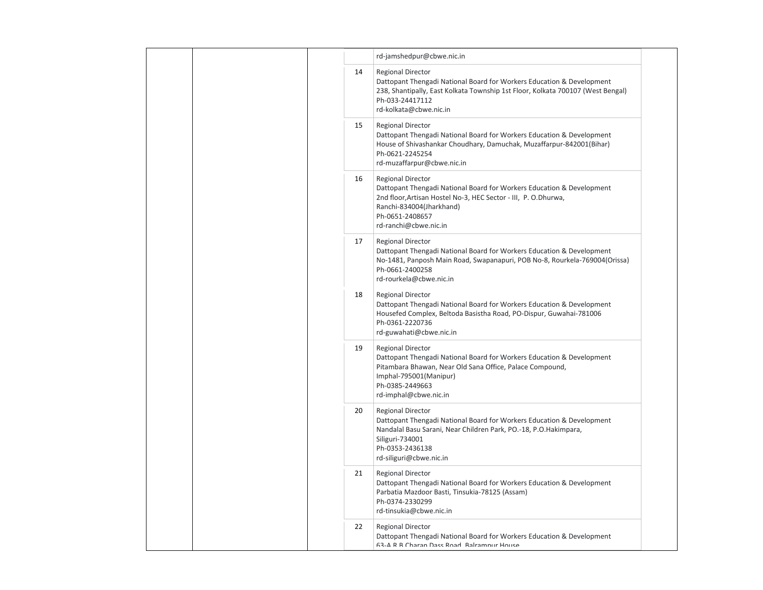| | |
|---|---|
| | rd-jamshedpur@cbwe.nic.in |
| 14 | Regional Director<br>Dattopant Thengadi National Board for Workers Education & Development<br>238, Shantipally, East Kolkata Township 1st Floor, Kolkata 700107 (West Bengal)<br>Ph-033-24417112<br>rd-kolkata@cbwe.nic.in |
| 15 | Regional Director<br>Dattopant Thengadi National Board for Workers Education & Development<br>House of Shivashankar Choudhary, Damuchak, Muzaffarpur-842001(Bihar)<br>Ph-0621-2245254<br>rd-muzaffarpur@cbwe.nic.in |
| 16 | Regional Director<br>Dattopant Thengadi National Board for Workers Education & Development<br>2nd floor,Artisan Hostel No-3, HEC Sector - III, P. O.Dhurwa,<br>Ranchi-834004(Jharkhand)<br>Ph-0651-2408657<br>rd-ranchi@cbwe.nic.in |
| 17 | Regional Director<br>Dattopant Thengadi National Board for Workers Education & Development<br>No-1481, Panposh Main Road, Swapanapuri, POB No-8, Rourkela-769004(Orissa)<br>Ph-0661-2400258<br>rd-rourkela@cbwe.nic.in |
| 18 | Regional Director<br>Dattopant Thengadi National Board for Workers Education & Development<br>Housefed Complex, Beltoda Basistha Road, PO-Dispur, Guwahai-781006<br>Ph-0361-2220736<br>rd-guwahati@cbwe.nic.in |
| 19 | Regional Director<br>Dattopant Thengadi National Board for Workers Education & Development<br>Pitambara Bhawan, Near Old Sana Office, Palace Compound,<br>Imphal-795001(Manipur)<br>Ph-0385-2449663<br>rd-imphal@cbwe.nic.in |
| 20 | Regional Director<br>Dattopant Thengadi National Board for Workers Education & Development<br>Nandalal Basu Sarani, Near Children Park, PO.-18, P.O.Hakimpara,<br>Siliguri-734001<br>Ph-0353-2436138<br>rd-siliguri@cbwe.nic.in |
| 21 | Regional Director<br>Dattopant Thengadi National Board for Workers Education & Development<br>Parbatia Mazdoor Basti, Tinsukia-78125 (Assam)<br>Ph-0374-2330299<br>rd-tinsukia@cbwe.nic.in |
| 22 | Regional Director<br>Dattopant Thengadi National Board for Workers Education & Development<br>63-A R.B Charan Dass Road, Balrampur House |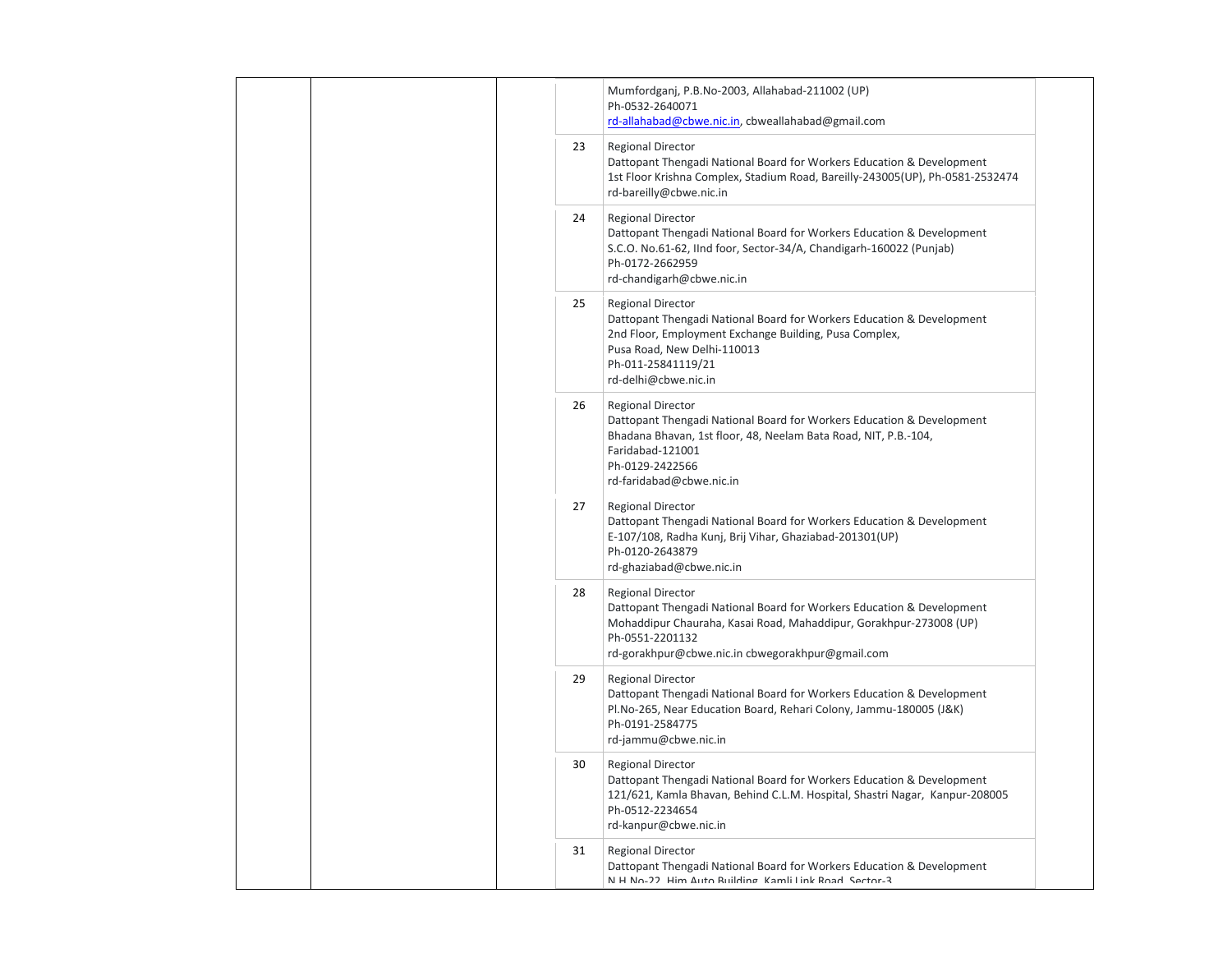| | | | | | |
|---|---|---|---|---|---|
| | | | | Mumfordganj, P.B.No-2003, Allahabad-211002 (UP)<br>Ph-0532-2640071<br>rd-allahabad@cbwe.nic.in, cbweallahabad@gmail.com | |
| | | | 23 | Regional Director<br>Dattopant Thengadi National Board for Workers Education & Development<br>1st Floor Krishna Complex, Stadium Road, Bareilly-243005(UP), Ph-0581-2532474<br>rd-bareilly@cbwe.nic.in | |
| | | | 24 | Regional Director<br>Dattopant Thengadi National Board for Workers Education & Development<br>S.C.O. No.61-62, IInd foor, Sector-34/A, Chandigarh-160022 (Punjab)<br>Ph-0172-2662959<br>rd-chandigarh@cbwe.nic.in | |
| | | | 25 | Regional Director<br>Dattopant Thengadi National Board for Workers Education & Development<br>2nd Floor, Employment Exchange Building, Pusa Complex,<br>Pusa Road, New Delhi-110013<br>Ph-011-25841119/21<br>rd-delhi@cbwe.nic.in | |
| | | | 26 | Regional Director<br>Dattopant Thengadi National Board for Workers Education & Development<br>Bhadana Bhavan, 1st floor, 48, Neelam Bata Road, NIT, P.B.-104,<br>Faridabad-121001<br>Ph-0129-2422566<br>rd-faridabad@cbwe.nic.in | |
| | | | 27 | Regional Director<br>Dattopant Thengadi National Board for Workers Education & Development<br>E-107/108, Radha Kunj, Brij Vihar, Ghaziabad-201301(UP)<br>Ph-0120-2643879<br>rd-ghaziabad@cbwe.nic.in | |
| | | | 28 | Regional Director<br>Dattopant Thengadi National Board for Workers Education & Development<br>Mohaddipur Chauraha, Kasai Road, Mahaddipur, Gorakhpur-273008 (UP)<br>Ph-0551-2201132<br>rd-gorakhpur@cbwe.nic.in cbwegorakhpur@gmail.com | |
| | | | 29 | Regional Director<br>Dattopant Thengadi National Board for Workers Education & Development<br>Pl.No-265, Near Education Board, Rehari Colony, Jammu-180005 (J&K)<br>Ph-0191-2584775<br>rd-jammu@cbwe.nic.in | |
| | | | 30 | Regional Director<br>Dattopant Thengadi National Board for Workers Education & Development<br>121/621, Kamla Bhavan, Behind C.L.M. Hospital, Shastri Nagar, Kanpur-208005<br>Ph-0512-2234654<br>rd-kanpur@cbwe.nic.in | |
| | | | 31 | Regional Director<br>Dattopant Thengadi National Board for Workers Education & Development<br>N.H.No-22, Him Auto Building, Kamli Link Road, Sector-3 | |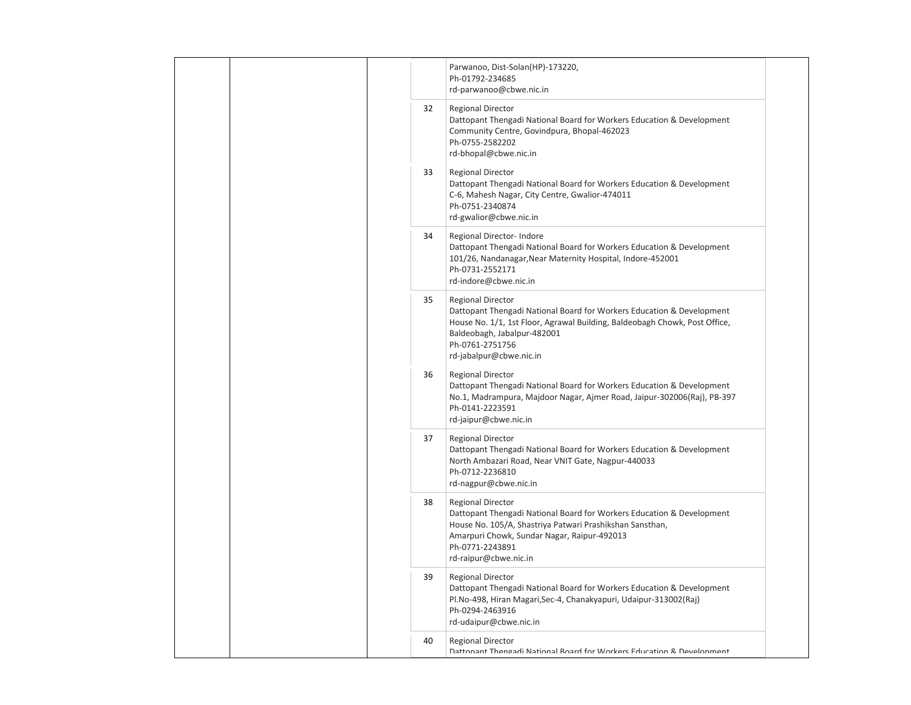| | | | | | |
|---|---|---|---|---|---|
| | | | | Parwanoo, Dist-Solan(HP)-173220,<br>Ph-01792-234685<br>rd-parwanoo@cbwe.nic.in | |
| | | | 32 | Regional Director<br>Dattopant Thengadi National Board for Workers Education & Development<br>Community Centre, Govindpura, Bhopal-462023<br>Ph-0755-2582202<br>rd-bhopal@cbwe.nic.in | |
| | | | 33 | Regional Director<br>Dattopant Thengadi National Board for Workers Education & Development<br>C-6, Mahesh Nagar, City Centre, Gwalior-474011<br>Ph-0751-2340874<br>rd-gwalior@cbwe.nic.in | |
| | | | 34 | Regional Director- Indore<br>Dattopant Thengadi National Board for Workers Education & Development<br>101/26, Nandanagar,Near Maternity Hospital, Indore-452001<br>Ph-0731-2552171<br>rd-indore@cbwe.nic.in | |
| | | | 35 | Regional Director<br>Dattopant Thengadi National Board for Workers Education & Development<br>House No. 1/1, 1st Floor, Agrawal Building, Baldeobagh Chowk, Post Office, Baldeobagh, Jabalpur-482001<br>Ph-0761-2751756<br>rd-jabalpur@cbwe.nic.in | |
| | | | 36 | Regional Director<br>Dattopant Thengadi National Board for Workers Education & Development<br>No.1, Madrampura, Majdoor Nagar, Ajmer Road, Jaipur-302006(Raj), PB-397<br>Ph-0141-2223591<br>rd-jaipur@cbwe.nic.in | |
| | | | 37 | Regional Director<br>Dattopant Thengadi National Board for Workers Education & Development<br>North Ambazari Road, Near VNIT Gate, Nagpur-440033<br>Ph-0712-2236810<br>rd-nagpur@cbwe.nic.in | |
| | | | 38 | Regional Director<br>Dattopant Thengadi National Board for Workers Education & Development<br>House No. 105/A, Shastriya Patwari Prashikshan Sansthan,<br>Amarpuri Chowk, Sundar Nagar, Raipur-492013<br>Ph-0771-2243891<br>rd-raipur@cbwe.nic.in | |
| | | | 39 | Regional Director<br>Dattopant Thengadi National Board for Workers Education & Development<br>Pl.No-498, Hiran Magari,Sec-4, Chanakyapuri, Udaipur-313002(Raj)<br>Ph-0294-2463916<br>rd-udaipur@cbwe.nic.in | |
| | | | 40 | Regional Director<br>Dattopant Thengadi National Board for Workers Education & Development | |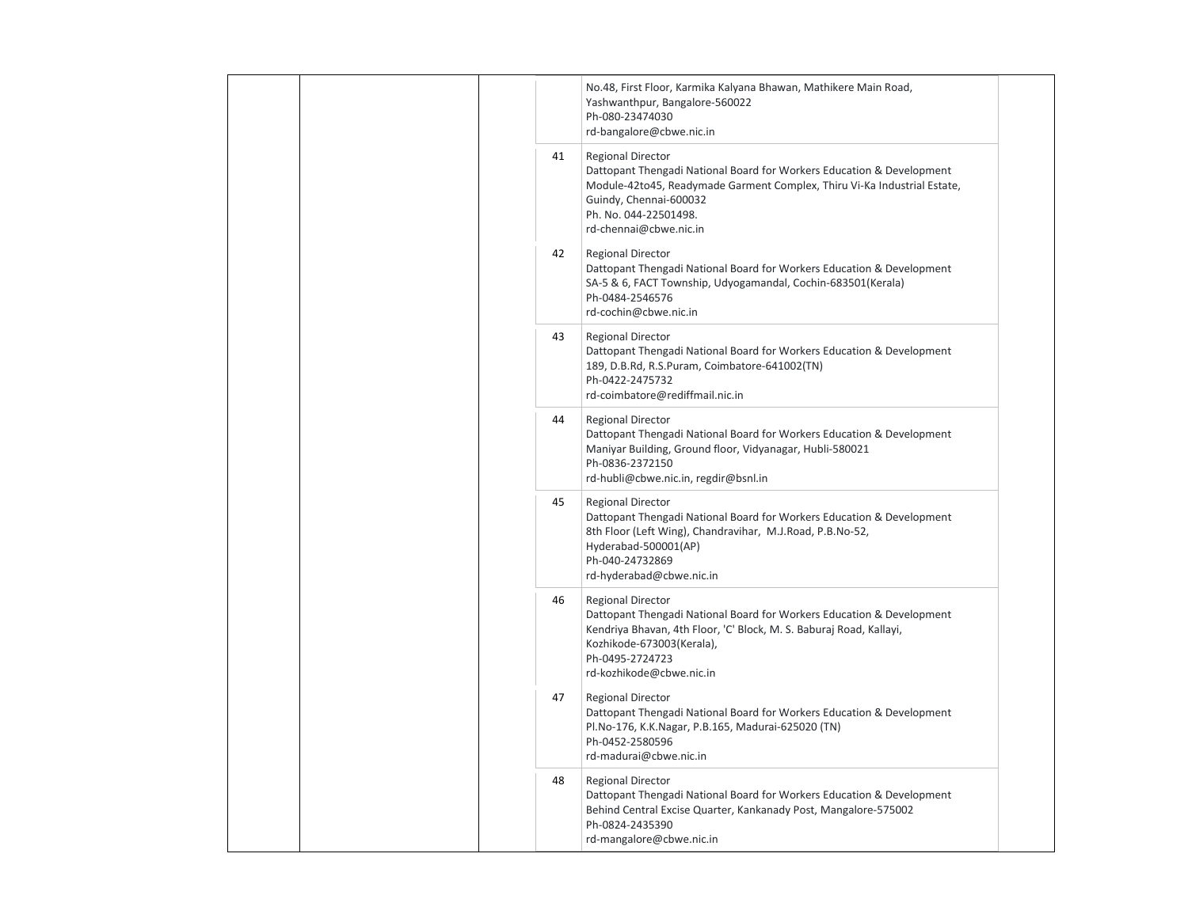| | | | | | |
|---|---|---|---|---|---|
| | | | | No.48, First Floor, Karmika Kalyana Bhawan, Mathikere Main Road, Yashwanthpur, Bangalore-560022<br>Ph-080-23474030<br>rd-bangalore@cbwe.nic.in | |
| | | | 41 | Regional Director<br>Dattopant Thengadi National Board for Workers Education & Development<br>Module-42to45, Readymade Garment Complex, Thiru Vi-Ka Industrial Estate, Guindy, Chennai-600032<br>Ph. No. 044-22501498.<br>rd-chennai@cbwe.nic.in | |
| | | | 42 | Regional Director<br>Dattopant Thengadi National Board for Workers Education & Development<br>SA-5 & 6, FACT Township, Udyogamandal, Cochin-683501(Kerala)<br>Ph-0484-2546576<br>rd-cochin@cbwe.nic.in | |
| | | | 43 | Regional Director<br>Dattopant Thengadi National Board for Workers Education & Development<br>189, D.B.Rd, R.S.Puram, Coimbatore-641002(TN)<br>Ph-0422-2475732<br>rd-coimbatore@rediffmail.nic.in | |
| | | | 44 | Regional Director<br>Dattopant Thengadi National Board for Workers Education & Development<br>Maniyar Building, Ground floor, Vidyanagar, Hubli-580021<br>Ph-0836-2372150<br>rd-hubli@cbwe.nic.in, regdir@bsnl.in | |
| | | | 45 | Regional Director<br>Dattopant Thengadi National Board for Workers Education & Development<br>8th Floor (Left Wing), Chandravihar, M.J.Road, P.B.No-52, Hyderabad-500001(AP)<br>Ph-040-24732869<br>rd-hyderabad@cbwe.nic.in | |
| | | | 46 | Regional Director<br>Dattopant Thengadi National Board for Workers Education & Development<br>Kendriya Bhavan, 4th Floor, 'C' Block, M. S. Baburaj Road, Kallayi, Kozhikode-673003(Kerala),<br>Ph-0495-2724723<br>rd-kozhikode@cbwe.nic.in | |
| | | | 47 | Regional Director<br>Dattopant Thengadi National Board for Workers Education & Development<br>Pl.No-176, K.K.Nagar, P.B.165, Madurai-625020 (TN)<br>Ph-0452-2580596<br>rd-madurai@cbwe.nic.in | |
| | | | 48 | Regional Director<br>Dattopant Thengadi National Board for Workers Education & Development<br>Behind Central Excise Quarter, Kankanady Post, Mangalore-575002<br>Ph-0824-2435390<br>rd-mangalore@cbwe.nic.in | |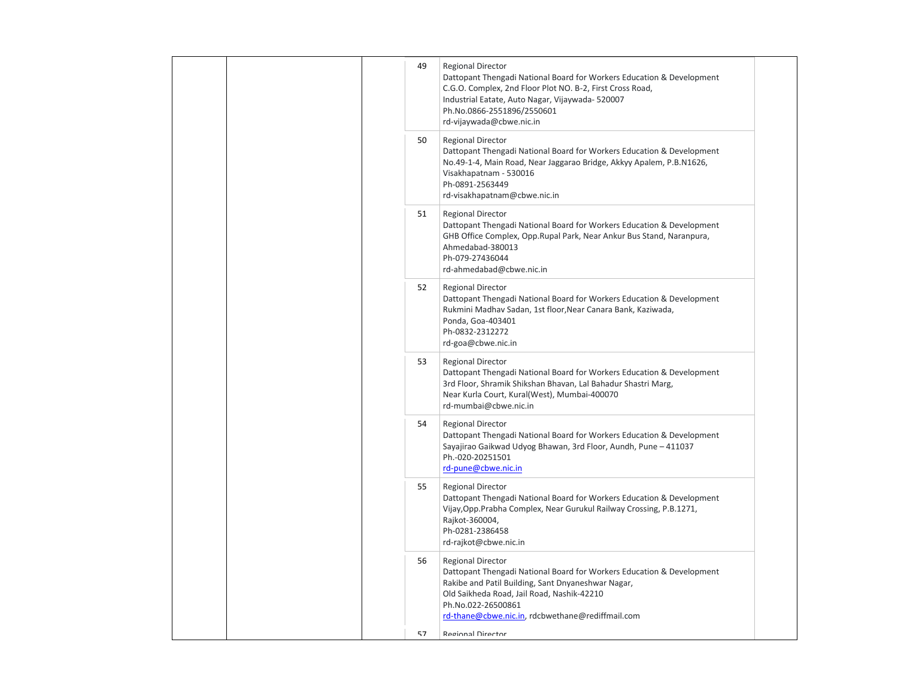| | | | | |
|---|---|---|---|---|
| | | | 49 | Regional Director<br>Dattopant Thengadi National Board for Workers Education & Development<br>C.G.O. Complex, 2nd Floor Plot NO. B-2, First Cross Road,<br>Industrial Eatate, Auto Nagar, Vijaywada- 520007<br>Ph.No.0866-2551896/2550601<br>rd-vijaywada@cbwe.nic.in |
| | | | 50 | Regional Director<br>Dattopant Thengadi National Board for Workers Education & Development<br>No.49-1-4, Main Road, Near Jaggarao Bridge, Akkyy Apalem, P.B.N1626,<br>Visakhapatnam - 530016<br>Ph-0891-2563449<br>rd-visakhapatnam@cbwe.nic.in |
| | | | 51 | Regional Director<br>Dattopant Thengadi National Board for Workers Education & Development<br>GHB Office Complex, Opp.Rupal Park, Near Ankur Bus Stand, Naranpura,<br>Ahmedabad-380013<br>Ph-079-27436044<br>rd-ahmedabad@cbwe.nic.in |
| | | | 52 | Regional Director<br>Dattopant Thengadi National Board for Workers Education & Development<br>Rukmini Madhav Sadan, 1st floor,Near Canara Bank, Kaziwada,<br>Ponda, Goa-403401<br>Ph-0832-2312272<br>rd-goa@cbwe.nic.in |
| | | | 53 | Regional Director<br>Dattopant Thengadi National Board for Workers Education & Development<br>3rd Floor, Shramik Shikshan Bhavan, Lal Bahadur Shastri Marg,<br>Near Kurla Court, Kural(West), Mumbai-400070<br>rd-mumbai@cbwe.nic.in |
| | | | 54 | Regional Director<br>Dattopant Thengadi National Board for Workers Education & Development<br>Sayajirao Gaikwad Udyog Bhawan, 3rd Floor, Aundh, Pune – 411037<br>Ph.-020-20251501<br>rd-pune@cbwe.nic.in |
| | | | 55 | Regional Director<br>Dattopant Thengadi National Board for Workers Education & Development<br>Vijay,Opp.Prabha Complex, Near Gurukul Railway Crossing, P.B.1271,<br>Rajkot-360004,<br>Ph-0281-2386458<br>rd-rajkot@cbwe.nic.in |
| | | | 56 | Regional Director<br>Dattopant Thengadi National Board for Workers Education & Development<br>Rakibe and Patil Building, Sant Dnyaneshwar Nagar,<br>Old Saikheda Road, Jail Road, Nashik-42210<br>Ph.No.022-26500861<br>rd-thane@cbwe.nic.in, rdcbwethane@rediffmail.com |
| | | | 57 | Regional Director |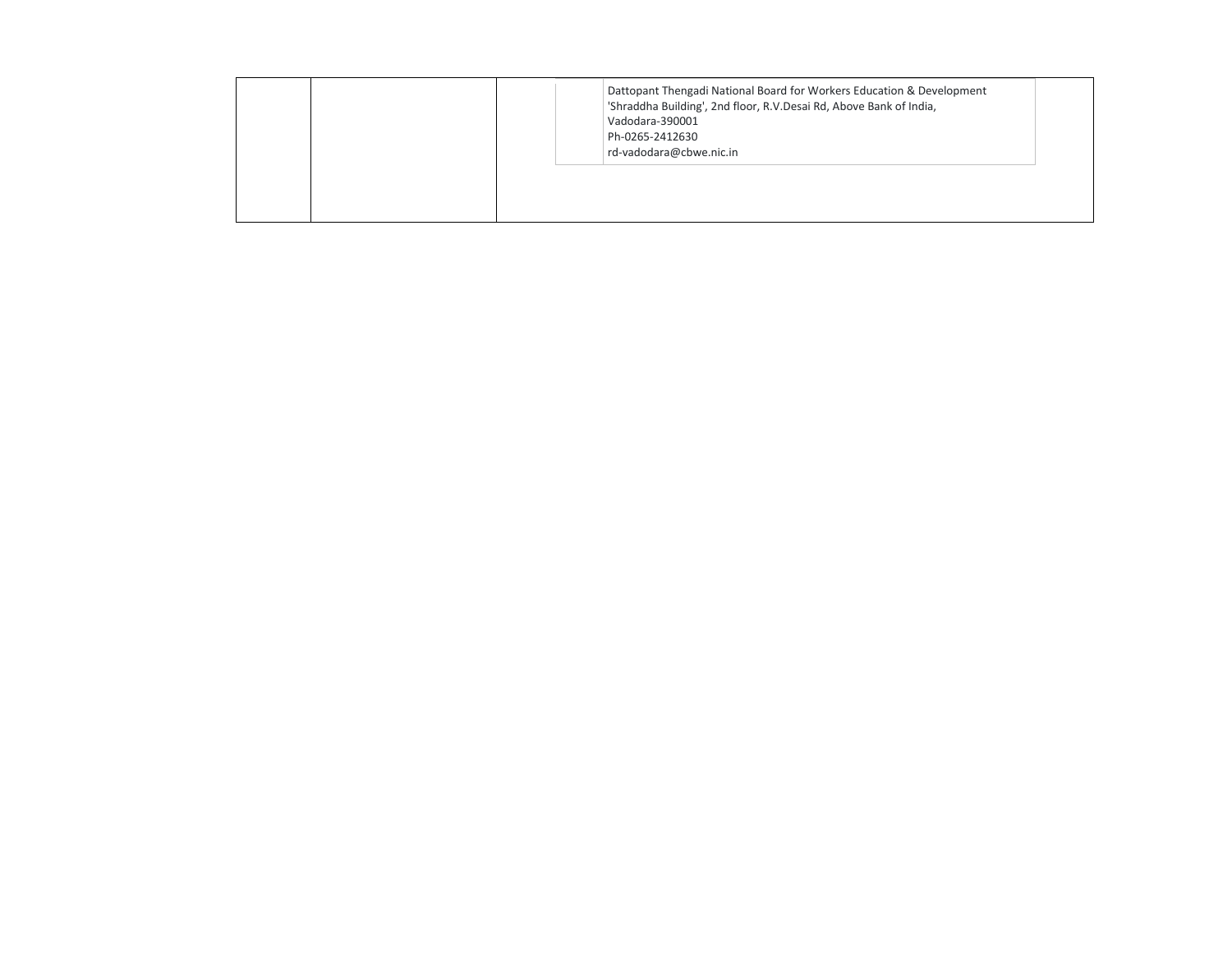| | | | | |
|---|---|---|---|---|
| | | | | Dattopant Thengadi National Board for Workers Education & Development<br>'Shraddha Building', 2nd floor, R.V.Desai Rd, Above Bank of India,<br>Vadodara-390001<br>Ph-0265-2412630<br>rd-vadodara@cbwe.nic.in |